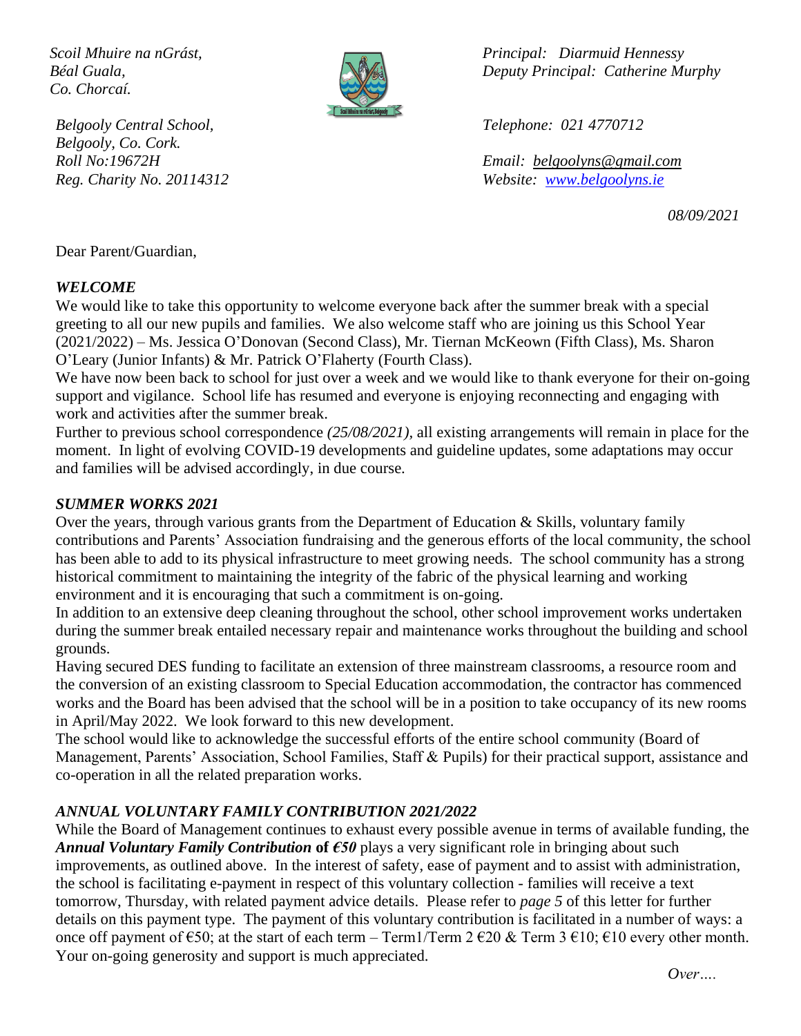*Scoil Mhuire na nGrást,*
*Béal Guala,*
*Co. Chorcaí.*

*Belgooly Central School,*
*Belgooly, Co. Cork.*
*Roll No:19672H*
*Reg. Charity No. 20114312*

*Principal: Diarmuid Hennessy*
*Deputy Principal: Catherine Murphy*

*Telephone: 021 4770712*

*Email: belgoolyns@gmail.com*
*Website: www.belgoolyns.ie*

*08/09/2021*

Dear Parent/Guardian,

***WELCOME***

We would like to take this opportunity to welcome everyone back after the summer break with a special greeting to all our new pupils and families. We also welcome staff who are joining us this School Year (2021/2022) – Ms. Jessica O'Donovan (Second Class), Mr. Tiernan McKeown (Fifth Class), Ms. Sharon O'Leary (Junior Infants) & Mr. Patrick O'Flaherty (Fourth Class).

We have now been back to school for just over a week and we would like to thank everyone for their on-going support and vigilance. School life has resumed and everyone is enjoying reconnecting and engaging with work and activities after the summer break.

Further to previous school correspondence *(25/08/2021)*, all existing arrangements will remain in place for the moment. In light of evolving COVID-19 developments and guideline updates, some adaptations may occur and families will be advised accordingly, in due course.

***SUMMER WORKS 2021***

Over the years, through various grants from the Department of Education & Skills, voluntary family contributions and Parents' Association fundraising and the generous efforts of the local community, the school has been able to add to its physical infrastructure to meet growing needs. The school community has a strong historical commitment to maintaining the integrity of the fabric of the physical learning and working environment and it is encouraging that such a commitment is on-going.

In addition to an extensive deep cleaning throughout the school, other school improvement works undertaken during the summer break entailed necessary repair and maintenance works throughout the building and school grounds.

Having secured DES funding to facilitate an extension of three mainstream classrooms, a resource room and the conversion of an existing classroom to Special Education accommodation, the contractor has commenced works and the Board has been advised that the school will be in a position to take occupancy of its new rooms in April/May 2022. We look forward to this new development.

The school would like to acknowledge the successful efforts of the entire school community (Board of Management, Parents' Association, School Families, Staff & Pupils) for their practical support, assistance and co-operation in all the related preparation works.

***ANNUAL VOLUNTARY FAMILY CONTRIBUTION 2021/2022***

While the Board of Management continues to exhaust every possible avenue in terms of available funding, the ***Annual Voluntary Family Contribution* of *€50*** plays a very significant role in bringing about such improvements, as outlined above. In the interest of safety, ease of payment and to assist with administration, the school is facilitating e-payment in respect of this voluntary collection - families will receive a text tomorrow, Thursday, with related payment advice details. Please refer to *page 5* of this letter for further details on this payment type. The payment of this voluntary contribution is facilitated in a number of ways: a once off payment of €50; at the start of each term – Term1/Term 2 €20 & Term 3 €10; €10 every other month. Your on-going generosity and support is much appreciated.

*Over….*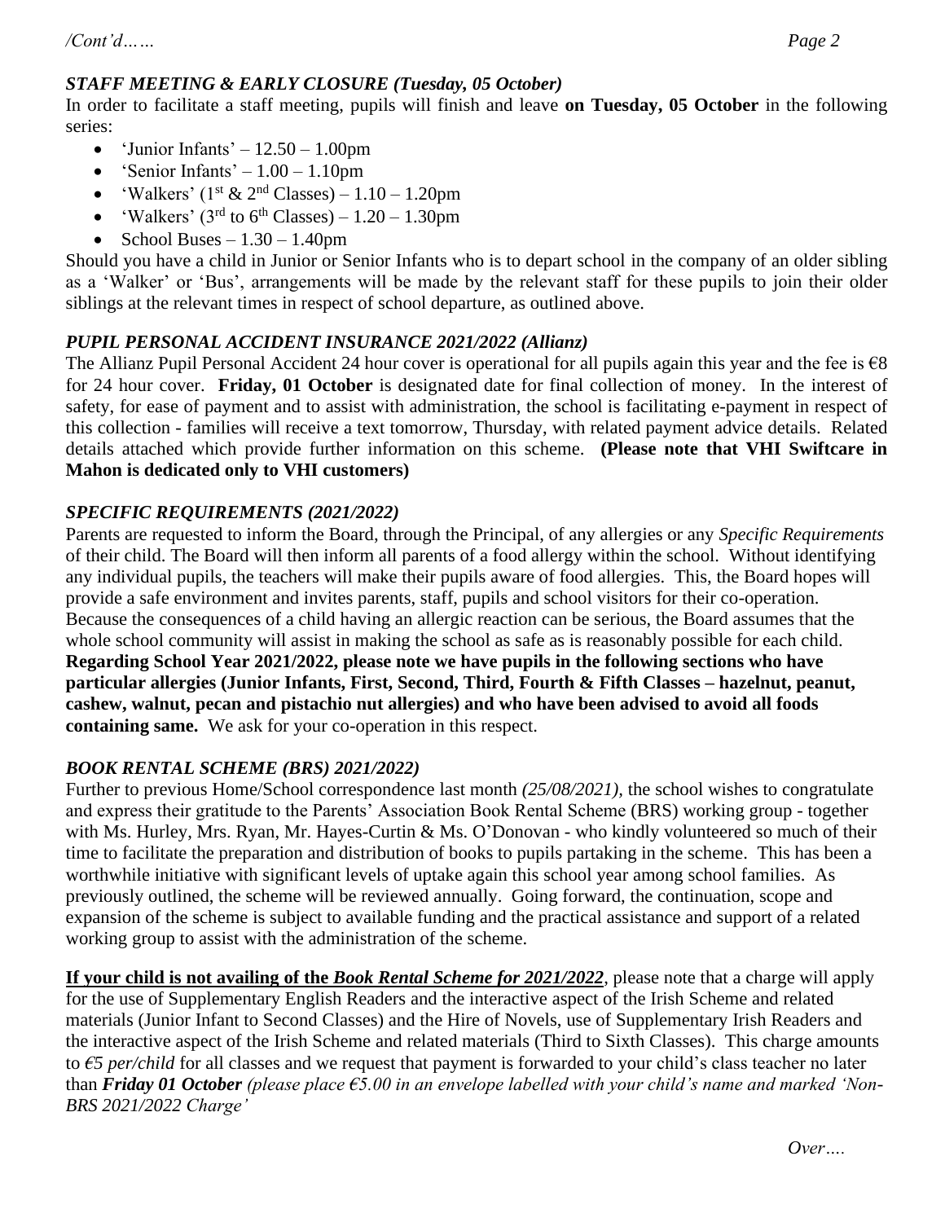### *STAFF MEETING & EARLY CLOSURE (Tuesday, 05 October)*

In order to facilitate a staff meeting, pupils will finish and leave **on Tuesday, 05 October** in the following series:

- 'Junior Infants' – 12.50 – 1.00pm
- 'Senior Infants' – 1.00 – 1.10pm
- 'Walkers' (1st & 2nd Classes) – 1.10 – 1.20pm
- 'Walkers' (3rd to 6th Classes) – 1.20 – 1.30pm
- School Buses – 1.30 – 1.40pm

Should you have a child in Junior or Senior Infants who is to depart school in the company of an older sibling as a 'Walker' or 'Bus', arrangements will be made by the relevant staff for these pupils to join their older siblings at the relevant times in respect of school departure, as outlined above.

### *PUPIL PERSONAL ACCIDENT INSURANCE 2021/2022 (Allianz)*

The Allianz Pupil Personal Accident 24 hour cover is operational for all pupils again this year and the fee is €8 for 24 hour cover. **Friday, 01 October** is designated date for final collection of money. In the interest of safety, for ease of payment and to assist with administration, the school is facilitating e-payment in respect of this collection - families will receive a text tomorrow, Thursday, with related payment advice details. Related details attached which provide further information on this scheme. **(Please note that VHI Swiftcare in Mahon is dedicated only to VHI customers)**

### *SPECIFIC REQUIREMENTS (2021/2022)*

Parents are requested to inform the Board, through the Principal, of any allergies or any *Specific Requirements* of their child. The Board will then inform all parents of a food allergy within the school. Without identifying any individual pupils, the teachers will make their pupils aware of food allergies. This, the Board hopes will provide a safe environment and invites parents, staff, pupils and school visitors for their co-operation. Because the consequences of a child having an allergic reaction can be serious, the Board assumes that the whole school community will assist in making the school as safe as is reasonably possible for each child. **Regarding School Year 2021/2022, please note we have pupils in the following sections who have particular allergies (Junior Infants, First, Second, Third, Fourth & Fifth Classes – hazelnut, peanut, cashew, walnut, pecan and pistachio nut allergies) and who have been advised to avoid all foods containing same.** We ask for your co-operation in this respect.

### *BOOK RENTAL SCHEME (BRS) 2021/2022)*

Further to previous Home/School correspondence last month *(25/08/2021)*, the school wishes to congratulate and express their gratitude to the Parents' Association Book Rental Scheme (BRS) working group - together with Ms. Hurley, Mrs. Ryan, Mr. Hayes-Curtin & Ms. O'Donovan - who kindly volunteered so much of their time to facilitate the preparation and distribution of books to pupils partaking in the scheme. This has been a worthwhile initiative with significant levels of uptake again this school year among school families. As previously outlined, the scheme will be reviewed annually. Going forward, the continuation, scope and expansion of the scheme is subject to available funding and the practical assistance and support of a related working group to assist with the administration of the scheme.

**<u>If your child is not availing of the *Book Rental Scheme for 2021/2022*</u>**, please note that a charge will apply for the use of Supplementary English Readers and the interactive aspect of the Irish Scheme and related materials (Junior Infant to Second Classes) and the Hire of Novels, use of Supplementary Irish Readers and the interactive aspect of the Irish Scheme and related materials (Third to Sixth Classes). This charge amounts to *€5 per/child* for all classes and we request that payment is forwarded to your child's class teacher no later than ***Friday 01 October*** *(please place €5.00 in an envelope labelled with your child's name and marked 'Non-BRS 2021/2022 Charge'*

*Over….*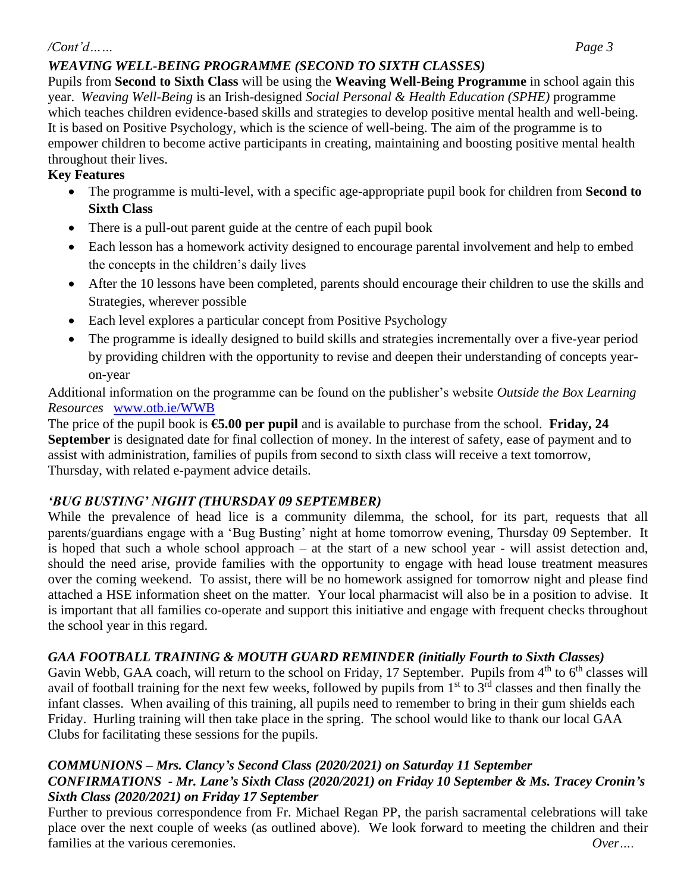*/Cont'd……*

### *WEAVING WELL-BEING PROGRAMME (SECOND TO SIXTH CLASSES)*

Pupils from **Second to Sixth Class** will be using the **Weaving Well-Being Programme** in school again this year. *Weaving Well-Being* is an Irish-designed *Social Personal & Health Education (SPHE)* programme which teaches children evidence-based skills and strategies to develop positive mental health and well-being. It is based on Positive Psychology, which is the science of well-being. The aim of the programme is to empower children to become active participants in creating, maintaining and boosting positive mental health throughout their lives.

**Key Features**

- The programme is multi-level, with a specific age-appropriate pupil book for children from **Second to Sixth Class**
- There is a pull-out parent guide at the centre of each pupil book
- Each lesson has a homework activity designed to encourage parental involvement and help to embed the concepts in the children's daily lives
- After the 10 lessons have been completed, parents should encourage their children to use the skills and Strategies, wherever possible
- Each level explores a particular concept from Positive Psychology
- The programme is ideally designed to build skills and strategies incrementally over a five-year period by providing children with the opportunity to revise and deepen their understanding of concepts year-on-year

Additional information on the programme can be found on the publisher's website *Outside the Box Learning Resources* www.otb.ie/WWB

The price of the pupil book is **€5.00 per pupil** and is available to purchase from the school. **Friday, 24 September** is designated date for final collection of money. In the interest of safety, ease of payment and to assist with administration, families of pupils from second to sixth class will receive a text tomorrow, Thursday, with related e-payment advice details.

### *'BUG BUSTING' NIGHT (THURSDAY 09 SEPTEMBER)*

While the prevalence of head lice is a community dilemma, the school, for its part, requests that all parents/guardians engage with a 'Bug Busting' night at home tomorrow evening, Thursday 09 September. It is hoped that such a whole school approach – at the start of a new school year - will assist detection and, should the need arise, provide families with the opportunity to engage with head louse treatment measures over the coming weekend. To assist, there will be no homework assigned for tomorrow night and please find attached a HSE information sheet on the matter. Your local pharmacist will also be in a position to advise. It is important that all families co-operate and support this initiative and engage with frequent checks throughout the school year in this regard.

### *GAA FOOTBALL TRAINING & MOUTH GUARD REMINDER (initially Fourth to Sixth Classes)*

Gavin Webb, GAA coach, will return to the school on Friday, 17 September. Pupils from 4th to 6th classes will avail of football training for the next few weeks, followed by pupils from 1st to 3rd classes and then finally the infant classes. When availing of this training, all pupils need to remember to bring in their gum shields each Friday. Hurling training will then take place in the spring. The school would like to thank our local GAA Clubs for facilitating these sessions for the pupils.

### *COMMUNIONS – Mrs. Clancy's Second Class (2020/2021) on Saturday 11 September*
### *CONFIRMATIONS - Mr. Lane's Sixth Class (2020/2021) on Friday 10 September & Ms. Tracey Cronin's Sixth Class (2020/2021) on Friday 17 September*

Further to previous correspondence from Fr. Michael Regan PP, the parish sacramental celebrations will take place over the next couple of weeks (as outlined above). We look forward to meeting the children and their families at the various ceremonies.

*Over….*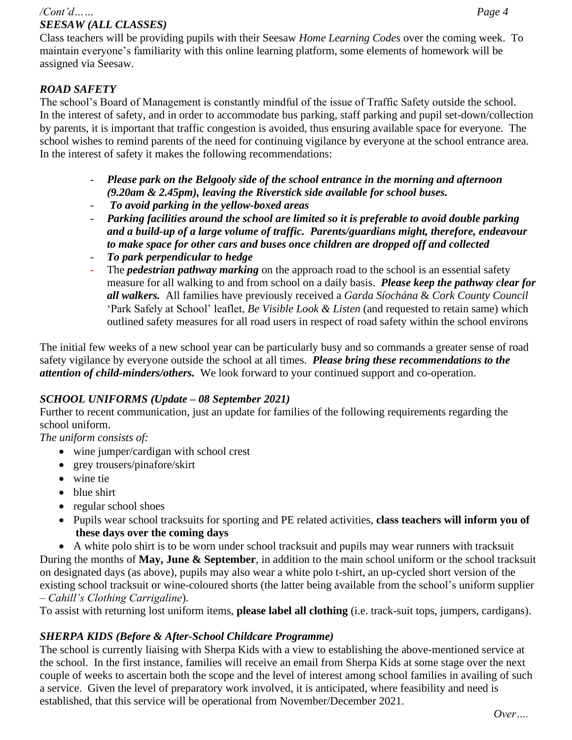*/Cont'd……*

### *SEESAW (ALL CLASSES)*

Class teachers will be providing pupils with their Seesaw *Home Learning Codes* over the coming week. To maintain everyone's familiarity with this online learning platform, some elements of homework will be assigned via Seesaw.

### *ROAD SAFETY*

The school's Board of Management is constantly mindful of the issue of Traffic Safety outside the school. In the interest of safety, and in order to accommodate bus parking, staff parking and pupil set-down/collection by parents, it is important that traffic congestion is avoided, thus ensuring available space for everyone. The school wishes to remind parents of the need for continuing vigilance by everyone at the school entrance area. In the interest of safety it makes the following recommendations:

- ***Please park on the Belgooly side of the school entrance in the morning and afternoon (9.20am & 2.45pm), leaving the Riverstick side available for school buses.***
- ***To avoid parking in the yellow-boxed areas***
- ***Parking facilities around the school are limited so it is preferable to avoid double parking and a build-up of a large volume of traffic. Parents/guardians might, therefore, endeavour to make space for other cars and buses once children are dropped off and collected***
- ***To park perpendicular to hedge***
- The ***pedestrian pathway marking*** on the approach road to the school is an essential safety measure for all walking to and from school on a daily basis. ***Please keep the pathway clear for all walkers.*** All families have previously received a *Garda Síochána* & *Cork County Council* 'Park Safely at School' leaflet, *Be Visible Look & Listen* (and requested to retain same) which outlined safety measures for all road users in respect of road safety within the school environs

The initial few weeks of a new school year can be particularly busy and so commands a greater sense of road safety vigilance by everyone outside the school at all times. ***Please bring these recommendations to the attention of child-minders/others.*** We look forward to your continued support and co-operation.

### *SCHOOL UNIFORMS (Update – 08 September 2021)*

Further to recent communication, just an update for families of the following requirements regarding the school uniform.

*The uniform consists of:*

- wine jumper/cardigan with school crest
- grey trousers/pinafore/skirt
- wine tie
- blue shirt
- regular school shoes
- Pupils wear school tracksuits for sporting and PE related activities, **class teachers will inform you of these days over the coming days**
- A white polo shirt is to be worn under school tracksuit and pupils may wear runners with tracksuit

During the months of **May, June & September**, in addition to the main school uniform or the school tracksuit on designated days (as above), pupils may also wear a white polo t-shirt, an up-cycled short version of the existing school tracksuit or wine-coloured shorts (the latter being available from the school's uniform supplier – *Cahill's Clothing Carrigaline*).

To assist with returning lost uniform items, **please label all clothing** (i.e. track-suit tops, jumpers, cardigans).

### *SHERPA KIDS (Before & After-School Childcare Programme)*

The school is currently liaising with Sherpa Kids with a view to establishing the above-mentioned service at the school. In the first instance, families will receive an email from Sherpa Kids at some stage over the next couple of weeks to ascertain both the scope and the level of interest among school families in availing of such a service. Given the level of preparatory work involved, it is anticipated, where feasibility and need is established, that this service will be operational from November/December 2021.

*Over….*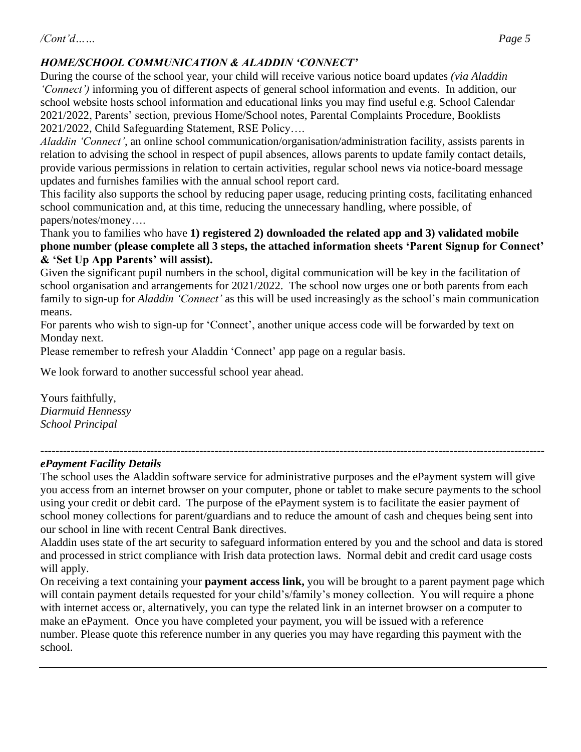*/Cont'd……*

### ***HOME/SCHOOL COMMUNICATION & ALADDIN 'CONNECT'***

During the course of the school year, your child will receive various notice board updates *(via Aladdin 'Connect')* informing you of different aspects of general school information and events. In addition, our school website hosts school information and educational links you may find useful e.g. School Calendar 2021/2022, Parents' section, previous Home/School notes, Parental Complaints Procedure, Booklists 2021/2022, Child Safeguarding Statement, RSE Policy….

*Aladdin 'Connect'*, an online school communication/organisation/administration facility, assists parents in relation to advising the school in respect of pupil absences, allows parents to update family contact details, provide various permissions in relation to certain activities, regular school news via notice-board message updates and furnishes families with the annual school report card.

This facility also supports the school by reducing paper usage, reducing printing costs, facilitating enhanced school communication and, at this time, reducing the unnecessary handling, where possible, of papers/notes/money….

Thank you to families who have **1) registered 2) downloaded the related app and 3) validated mobile phone number (please complete all 3 steps, the attached information sheets 'Parent Signup for Connect' & 'Set Up App Parents' will assist).**

Given the significant pupil numbers in the school, digital communication will be key in the facilitation of school organisation and arrangements for 2021/2022. The school now urges one or both parents from each family to sign-up for *Aladdin 'Connect'* as this will be used increasingly as the school's main communication means.

For parents who wish to sign-up for 'Connect', another unique access code will be forwarded by text on Monday next.

Please remember to refresh your Aladdin 'Connect' app page on a regular basis.

We look forward to another successful school year ahead.

Yours faithfully,
*Diarmuid Hennessy*
*School Principal*

---

### ***ePayment Facility Details***

The school uses the Aladdin software service for administrative purposes and the ePayment system will give you access from an internet browser on your computer, phone or tablet to make secure payments to the school using your credit or debit card. The purpose of the ePayment system is to facilitate the easier payment of school money collections for parent/guardians and to reduce the amount of cash and cheques being sent into our school in line with recent Central Bank directives.

Aladdin uses state of the art security to safeguard information entered by you and the school and data is stored and processed in strict compliance with Irish data protection laws. Normal debit and credit card usage costs will apply.

On receiving a text containing your **payment access link,** you will be brought to a parent payment page which will contain payment details requested for your child's/family's money collection. You will require a phone with internet access or, alternatively, you can type the related link in an internet browser on a computer to make an ePayment. Once you have completed your payment, you will be issued with a reference number. Please quote this reference number in any queries you may have regarding this payment with the school.